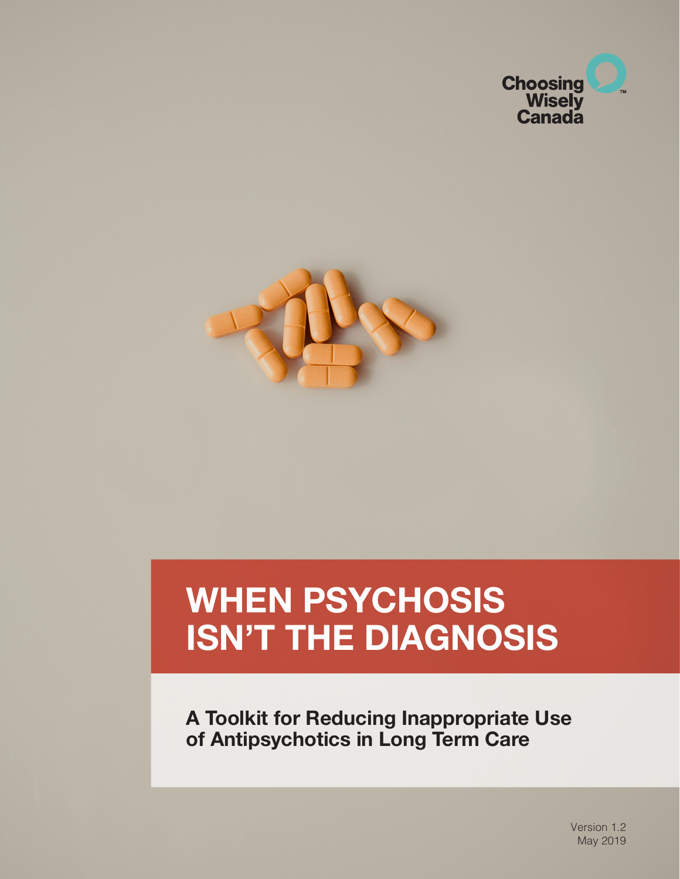Choosing Wisely Canada™

# WHEN PSYCHOSIS ISN'T THE DIAGNOSIS

## A Toolkit for Reducing Inappropriate Use of Antipsychotics in Long Term Care

Version 1.2
May 2019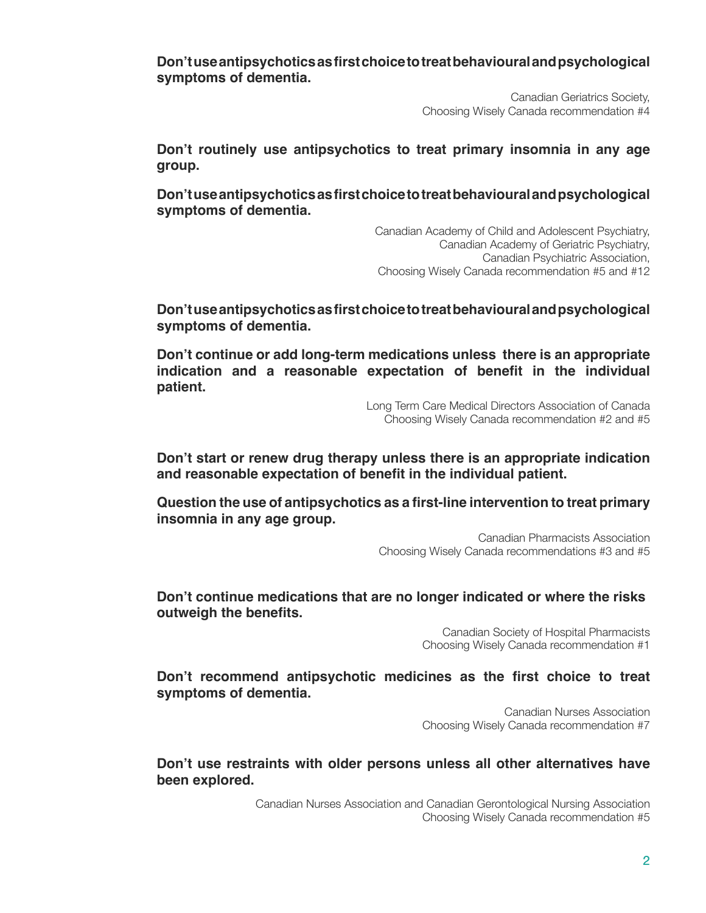**Don't use antipsychotics as first choice to treat behavioural and psychological symptoms of dementia.**

Canadian Geriatrics Society,
Choosing Wisely Canada recommendation #4

**Don't routinely use antipsychotics to treat primary insomnia in any age group.**

**Don't use antipsychotics as first choice to treat behavioural and psychological symptoms of dementia.**

Canadian Academy of Child and Adolescent Psychiatry,
Canadian Academy of Geriatric Psychiatry,
Canadian Psychiatric Association,
Choosing Wisely Canada recommendation #5 and #12

**Don't use antipsychotics as first choice to treat behavioural and psychological symptoms of dementia.**

**Don't continue or add long-term medications unless there is an appropriate indication and a reasonable expectation of benefit in the individual patient.**

Long Term Care Medical Directors Association of Canada
Choosing Wisely Canada recommendation #2 and #5

**Don't start or renew drug therapy unless there is an appropriate indication and reasonable expectation of benefit in the individual patient.**

**Question the use of antipsychotics as a first-line intervention to treat primary insomnia in any age group.**

Canadian Pharmacists Association
Choosing Wisely Canada recommendations #3 and #5

**Don't continue medications that are no longer indicated or where the risks outweigh the benefits.**

Canadian Society of Hospital Pharmacists
Choosing Wisely Canada recommendation #1

**Don't recommend antipsychotic medicines as the first choice to treat symptoms of dementia.**

Canadian Nurses Association
Choosing Wisely Canada recommendation #7

**Don't use restraints with older persons unless all other alternatives have been explored.**

Canadian Nurses Association and Canadian Gerontological Nursing Association
Choosing Wisely Canada recommendation #5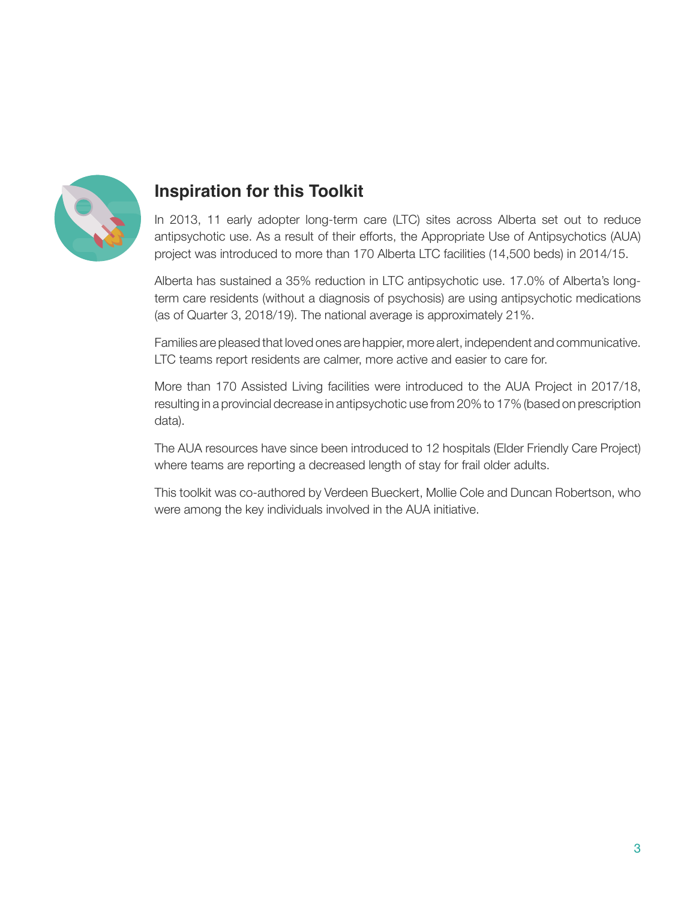## Inspiration for this Toolkit

In 2013, 11 early adopter long-term care (LTC) sites across Alberta set out to reduce antipsychotic use. As a result of their efforts, the Appropriate Use of Antipsychotics (AUA) project was introduced to more than 170 Alberta LTC facilities (14,500 beds) in 2014/15.

Alberta has sustained a 35% reduction in LTC antipsychotic use. 17.0% of Alberta's long-term care residents (without a diagnosis of psychosis) are using antipsychotic medications (as of Quarter 3, 2018/19). The national average is approximately 21%.

Families are pleased that loved ones are happier, more alert, independent and communicative. LTC teams report residents are calmer, more active and easier to care for.

More than 170 Assisted Living facilities were introduced to the AUA Project in 2017/18, resulting in a provincial decrease in antipsychotic use from 20% to 17% (based on prescription data).

The AUA resources have since been introduced to 12 hospitals (Elder Friendly Care Project) where teams are reporting a decreased length of stay for frail older adults.

This toolkit was co-authored by Verdeen Bueckert, Mollie Cole and Duncan Robertson, who were among the key individuals involved in the AUA initiative.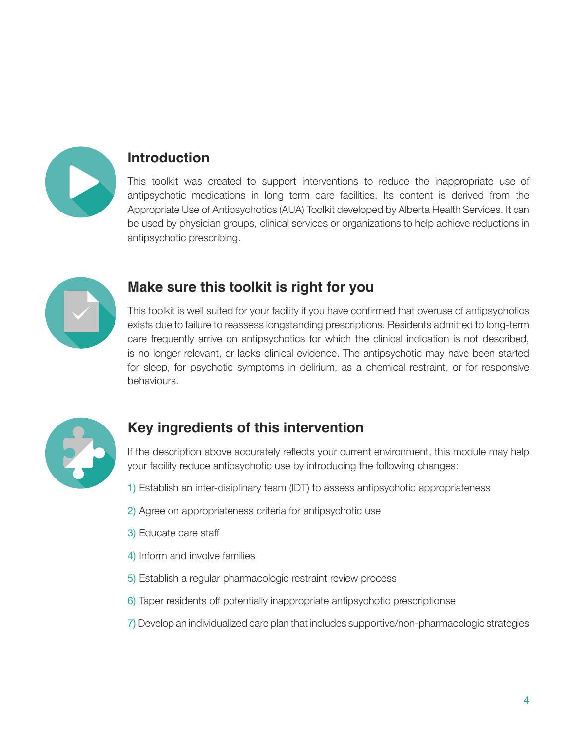## Introduction

This toolkit was created to support interventions to reduce the inappropriate use of antipsychotic medications in long term care facilities. Its content is derived from the Appropriate Use of Antipsychotics (AUA) Toolkit developed by Alberta Health Services. It can be used by physician groups, clinical services or organizations to help achieve reductions in antipsychotic prescribing.

## Make sure this toolkit is right for you

This toolkit is well suited for your facility if you have confirmed that overuse of antipsychotics exists due to failure to reassess longstanding prescriptions. Residents admitted to long-term care frequently arrive on antipsychotics for which the clinical indication is not described, is no longer relevant, or lacks clinical evidence. The antipsychotic may have been started for sleep, for psychotic symptoms in delirium, as a chemical restraint, or for responsive behaviours.

## Key ingredients of this intervention

If the description above accurately reflects your current environment, this module may help your facility reduce antipsychotic use by introducing the following changes:

1) Establish an inter-disiplinary team (IDT) to assess antipsychotic appropriateness

2) Agree on appropriateness criteria for antipsychotic use

3) Educate care staff

4) Inform and involve families

5) Establish a regular pharmacologic restraint review process

6) Taper residents off potentially inappropriate antipsychotic prescriptionse

7) Develop an individualized care plan that includes supportive/non-pharmacologic strategies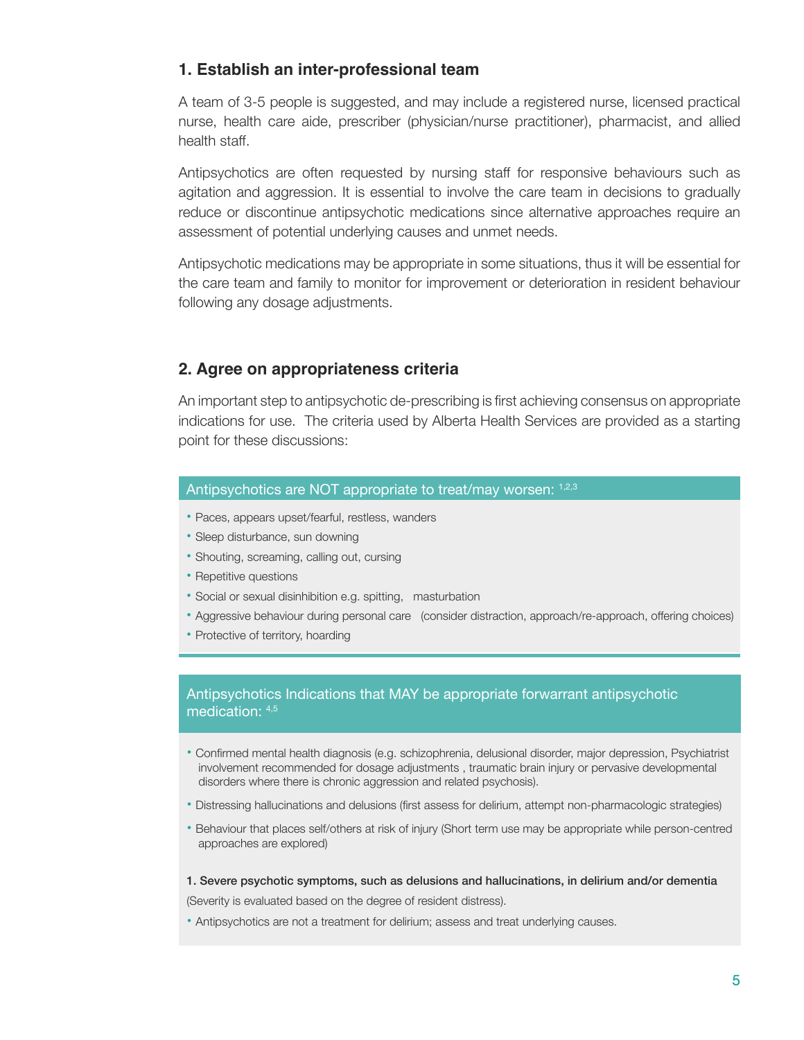## 1. Establish an inter-professional team

A team of 3-5 people is suggested, and may include a registered nurse, licensed practical nurse, health care aide, prescriber (physician/nurse practitioner), pharmacist, and allied health staff.

Antipsychotics are often requested by nursing staff for responsive behaviours such as agitation and aggression. It is essential to involve the care team in decisions to gradually reduce or discontinue antipsychotic medications since alternative approaches require an assessment of potential underlying causes and unmet needs.

Antipsychotic medications may be appropriate in some situations, thus it will be essential for the care team and family to monitor for improvement or deterioration in resident behaviour following any dosage adjustments.

## 2. Agree on appropriateness criteria

An important step to antipsychotic de-prescribing is first achieving consensus on appropriate indications for use. The criteria used by Alberta Health Services are provided as a starting point for these discussions:

### Antipsychotics are NOT appropriate to treat/may worsen: [1,2,3]

- Paces, appears upset/fearful, restless, wanders
- Sleep disturbance, sun downing
- Shouting, screaming, calling out, cursing
- Repetitive questions
- Social or sexual disinhibition e.g. spitting, masturbation
- Aggressive behaviour during personal care (consider distraction, approach/re-approach, offering choices)
- Protective of territory, hoarding

### Antipsychotics Indications that MAY be appropriate forwarrant antipsychotic medication: [4,5]

- Confirmed mental health diagnosis (e.g. schizophrenia, delusional disorder, major depression, Psychiatrist involvement recommended for dosage adjustments , traumatic brain injury or pervasive developmental disorders where there is chronic aggression and related psychosis).
- Distressing hallucinations and delusions (first assess for delirium, attempt non-pharmacologic strategies)
- Behaviour that places self/others at risk of injury (Short term use may be appropriate while person-centred approaches are explored)

**1. Severe psychotic symptoms, such as delusions and hallucinations, in delirium and/or dementia**

(Severity is evaluated based on the degree of resident distress).

- Antipsychotics are not a treatment for delirium; assess and treat underlying causes.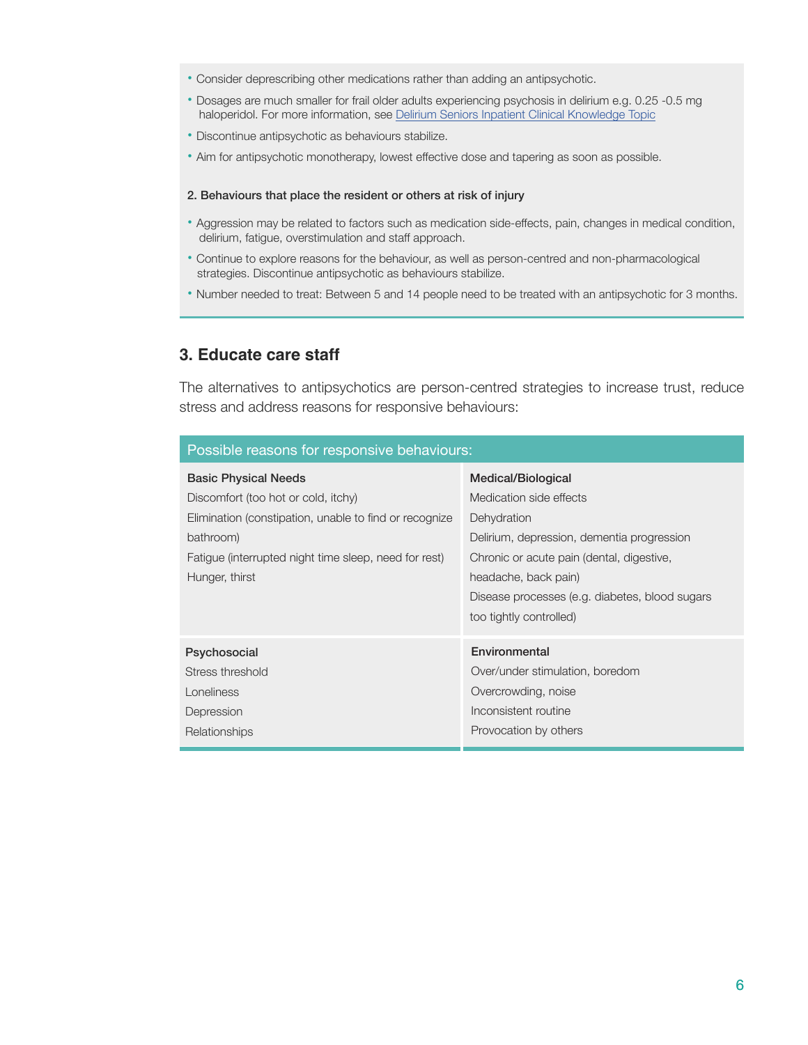- Consider deprescribing other medications rather than adding an antipsychotic.
- Dosages are much smaller for frail older adults experiencing psychosis in delirium e.g. 0.25 -0.5 mg haloperidol. For more information, see Delirium Seniors Inpatient Clinical Knowledge Topic
- Discontinue antipsychotic as behaviours stabilize.
- Aim for antipsychotic monotherapy, lowest effective dose and tapering as soon as possible.

**2. Behaviours that place the resident or others at risk of injury**

- Aggression may be related to factors such as medication side-effects, pain, changes in medical condition, delirium, fatigue, overstimulation and staff approach.
- Continue to explore reasons for the behaviour, as well as person-centred and non-pharmacological strategies. Discontinue antipsychotic as behaviours stabilize.
- Number needed to treat: Between 5 and 14 people need to be treated with an antipsychotic for 3 months.

## 3. Educate care staff

The alternatives to antipsychotics are person-centred strategies to increase trust, reduce stress and address reasons for responsive behaviours:

| Possible reasons for responsive behaviours: | |
|---|---|
| **Basic Physical Needs**<br>Discomfort (too hot or cold, itchy)<br>Elimination (constipation, unable to find or recognize bathroom)<br>Fatigue (interrupted night time sleep, need for rest)<br>Hunger, thirst | **Medical/Biological**<br>Medication side effects<br>Dehydration<br>Delirium, depression, dementia progression<br>Chronic or acute pain (dental, digestive, headache, back pain)<br>Disease processes (e.g. diabetes, blood sugars too tightly controlled) |
| **Psychosocial**<br>Stress threshold<br>Loneliness<br>Depression<br>Relationships | **Environmental**<br>Over/under stimulation, boredom<br>Overcrowding, noise<br>Inconsistent routine<br>Provocation by others |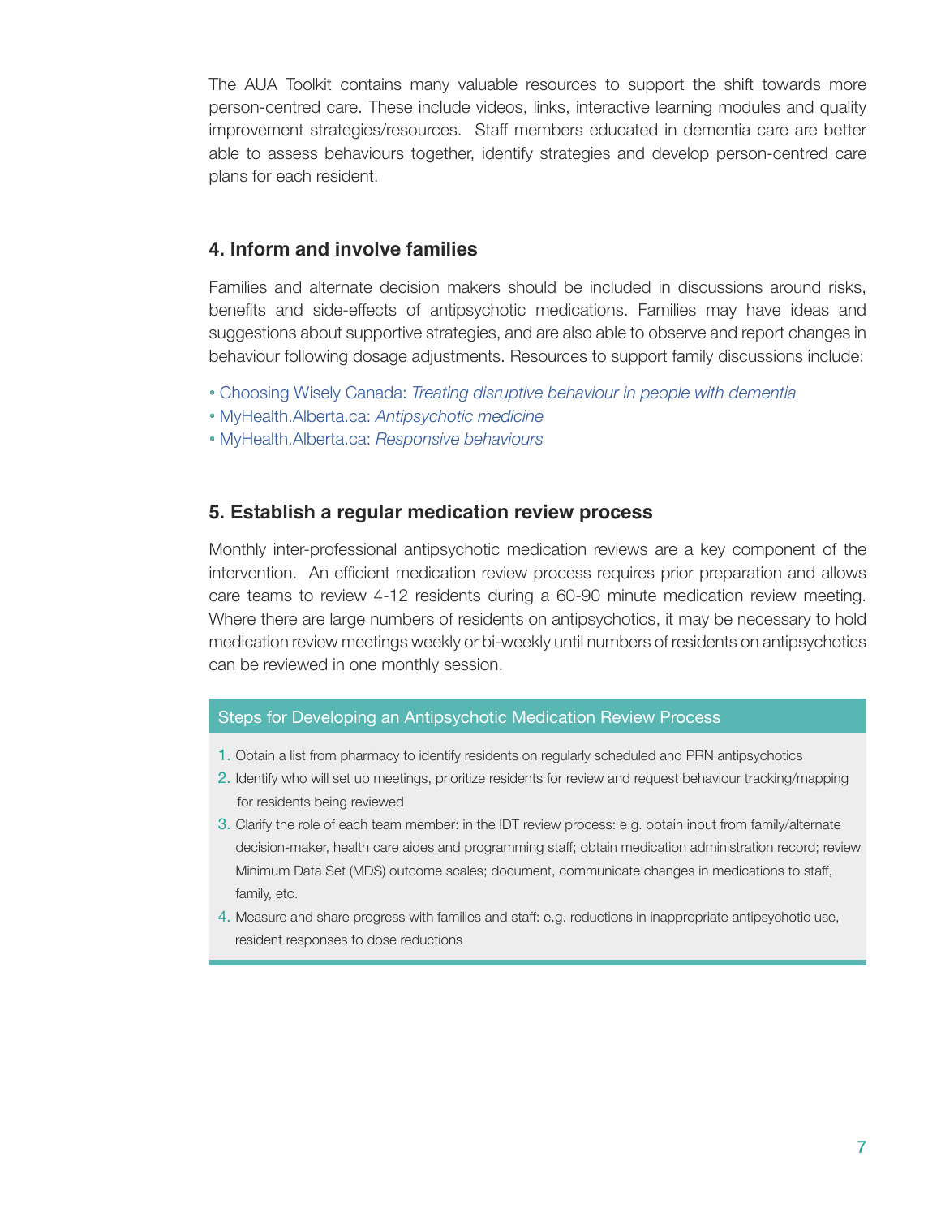The AUA Toolkit contains many valuable resources to support the shift towards more person-centred care. These include videos, links, interactive learning modules and quality improvement strategies/resources. Staff members educated in dementia care are better able to assess behaviours together, identify strategies and develop person-centred care plans for each resident.

## 4. Inform and involve families

Families and alternate decision makers should be included in discussions around risks, benefits and side-effects of antipsychotic medications. Families may have ideas and suggestions about supportive strategies, and are also able to observe and report changes in behaviour following dosage adjustments. Resources to support family discussions include:

- Choosing Wisely Canada: *Treating disruptive behaviour in people with dementia*
- MyHealth.Alberta.ca: *Antipsychotic medicine*
- MyHealth.Alberta.ca: *Responsive behaviours*

## 5. Establish a regular medication review process

Monthly inter-professional antipsychotic medication reviews are a key component of the intervention. An efficient medication review process requires prior preparation and allows care teams to review 4-12 residents during a 60-90 minute medication review meeting. Where there are large numbers of residents on antipsychotics, it may be necessary to hold medication review meetings weekly or bi-weekly until numbers of residents on antipsychotics can be reviewed in one monthly session.

### Steps for Developing an Antipsychotic Medication Review Process

1. Obtain a list from pharmacy to identify residents on regularly scheduled and PRN antipsychotics
2. Identify who will set up meetings, prioritize residents for review and request behaviour tracking/mapping for residents being reviewed
3. Clarify the role of each team member: in the IDT review process: e.g. obtain input from family/alternate decision-maker, health care aides and programming staff; obtain medication administration record; review Minimum Data Set (MDS) outcome scales; document, communicate changes in medications to staff, family, etc.
4. Measure and share progress with families and staff: e.g. reductions in inappropriate antipsychotic use, resident responses to dose reductions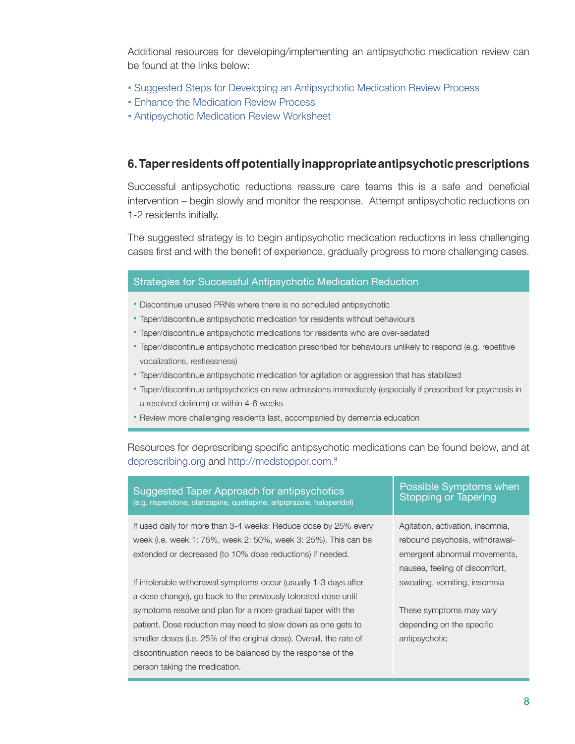Additional resources for developing/implementing an antipsychotic medication review can be found at the links below:

- Suggested Steps for Developing an Antipsychotic Medication Review Process
- Enhance the Medication Review Process
- Antipsychotic Medication Review Worksheet

## 6. Taper residents off potentially inappropriate antipsychotic prescriptions

Successful antipsychotic reductions reassure care teams this is a safe and beneficial intervention – begin slowly and monitor the response. Attempt antipsychotic reductions on 1-2 residents initially.

The suggested strategy is to begin antipsychotic medication reductions in less challenging cases first and with the benefit of experience, gradually progress to more challenging cases.

### Strategies for Successful Antipsychotic Medication Reduction

- Discontinue unused PRNs where there is no scheduled antipsychotic
- Taper/discontinue antipsychotic medication for residents without behaviours
- Taper/discontinue antipsychotic medications for residents who are over-sedated
- Taper/discontinue antipsychotic medication prescribed for behaviours unlikely to respond (e.g. repetitive vocalizations, restlessness)
- Taper/discontinue antipsychotic medication for agitation or aggression that has stabilized
- Taper/discontinue antipsychotics on new admissions immediately (especially if prescribed for psychosis in a resolved delirium) or within 4-6 weeks
- Review more challenging residents last, accompanied by dementia education

Resources for deprescribing specific antipsychotic medications can be found below, and at deprescribing.org and http://medstopper.com.[9]

| Suggested Taper Approach for antipsychotics (e.g. risperidone, olanzapine, quetiapine, aripiprazole, haloperidol) | Possible Symptoms when Stopping or Tapering |
|---|---|
| If used daily for more than 3-4 weeks: Reduce dose by 25% every week (i.e. week 1: 75%, week 2: 50%, week 3: 25%). This can be extended or decreased (to 10% dose reductions) if needed.<br><br>If intolerable withdrawal symptoms occur (usually 1-3 days after a dose change), go back to the previously tolerated dose until symptoms resolve and plan for a more gradual taper with the patient. Dose reduction may need to slow down as one gets to smaller doses (i.e. 25% of the original dose). Overall, the rate of discontinuation needs to be balanced by the response of the person taking the medication. | Agitation, activation, insomnia, rebound psychosis, withdrawal-emergent abnormal movements, nausea, feeling of discomfort, sweating, vomiting, insomnia<br><br>These symptoms may vary depending on the specific antipsychotic |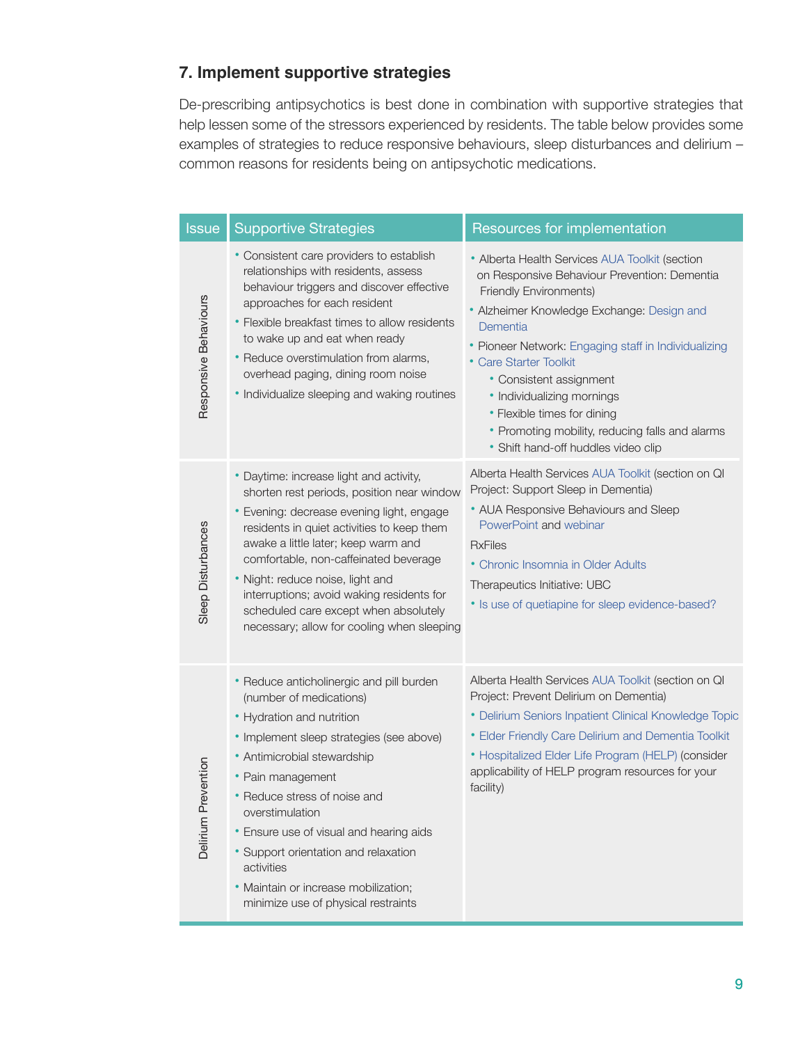## 7. Implement supportive strategies

De-prescribing antipsychotics is best done in combination with supportive strategies that help lessen some of the stressors experienced by residents. The table below provides some examples of strategies to reduce responsive behaviours, sleep disturbances and delirium – common reasons for residents being on antipsychotic medications.

| Issue | Supportive Strategies | Resources for implementation |
|---|---|---|
| Responsive Behaviours | • Consistent care providers to establish relationships with residents, assess behaviour triggers and discover effective approaches for each resident<br>• Flexible breakfast times to allow residents to wake up and eat when ready<br>• Reduce overstimulation from alarms, overhead paging, dining room noise<br>• Individualize sleeping and waking routines | • Alberta Health Services AUA Toolkit (section on Responsive Behaviour Prevention: Dementia Friendly Environments)<br>• Alzheimer Knowledge Exchange: Design and Dementia<br>• Pioneer Network: Engaging staff in Individualizing<br>• Care Starter Toolkit<br>&nbsp;&nbsp;• Consistent assignment<br>&nbsp;&nbsp;• Individualizing mornings<br>&nbsp;&nbsp;• Flexible times for dining<br>&nbsp;&nbsp;• Promoting mobility, reducing falls and alarms<br>&nbsp;&nbsp;• Shift hand-off huddles video clip |
| Sleep Disturbances | • Daytime: increase light and activity, shorten rest periods, position near window<br>• Evening: decrease evening light, engage residents in quiet activities to keep them awake a little later; keep warm and comfortable, non-caffeinated beverage<br>• Night: reduce noise, light and interruptions; avoid waking residents for scheduled care except when absolutely necessary; allow for cooling when sleeping | Alberta Health Services AUA Toolkit (section on QI Project: Support Sleep in Dementia)<br>• AUA Responsive Behaviours and Sleep PowerPoint and webinar<br>RxFiles<br>• Chronic Insomnia in Older Adults<br>Therapeutics Initiative: UBC<br>• Is use of quetiapine for sleep evidence-based? |
| Delirium Prevention | • Reduce anticholinergic and pill burden (number of medications)<br>• Hydration and nutrition<br>• Implement sleep strategies (see above)<br>• Antimicrobial stewardship<br>• Pain management<br>• Reduce stress of noise and overstimulation<br>• Ensure use of visual and hearing aids<br>• Support orientation and relaxation activities<br>• Maintain or increase mobilization; minimize use of physical restraints | Alberta Health Services AUA Toolkit (section on QI Project: Prevent Delirium on Dementia)<br>• Delirium Seniors Inpatient Clinical Knowledge Topic<br>• Elder Friendly Care Delirium and Dementia Toolkit<br>• Hospitalized Elder Life Program (HELP) (consider applicability of HELP program resources for your facility) |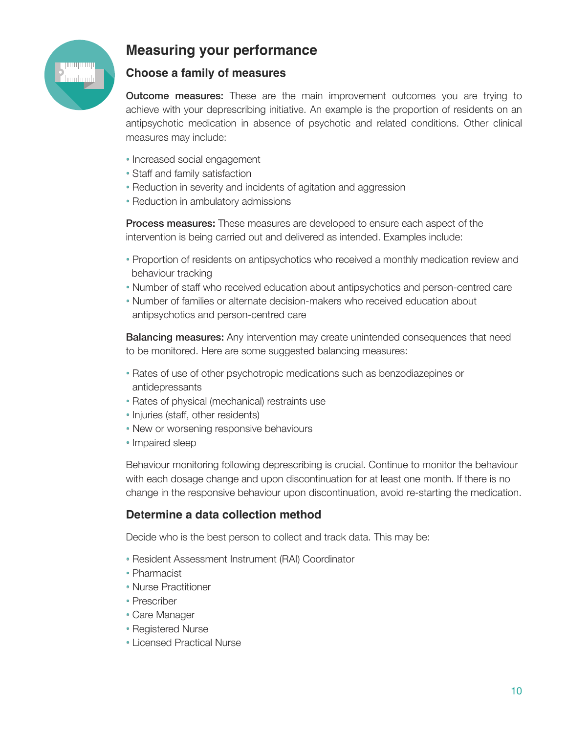## Measuring your performance

### Choose a family of measures

**Outcome measures:** These are the main improvement outcomes you are trying to achieve with your deprescribing initiative. An example is the proportion of residents on an antipsychotic medication in absence of psychotic and related conditions. Other clinical measures may include:

- Increased social engagement
- Staff and family satisfaction
- Reduction in severity and incidents of agitation and aggression
- Reduction in ambulatory admissions

**Process measures:** These measures are developed to ensure each aspect of the intervention is being carried out and delivered as intended. Examples include:

- Proportion of residents on antipsychotics who received a monthly medication review and behaviour tracking
- Number of staff who received education about antipsychotics and person-centred care
- Number of families or alternate decision-makers who received education about antipsychotics and person-centred care

**Balancing measures:** Any intervention may create unintended consequences that need to be monitored. Here are some suggested balancing measures:

- Rates of use of other psychotropic medications such as benzodiazepines or antidepressants
- Rates of physical (mechanical) restraints use
- Injuries (staff, other residents)
- New or worsening responsive behaviours
- Impaired sleep

Behaviour monitoring following deprescribing is crucial. Continue to monitor the behaviour with each dosage change and upon discontinuation for at least one month. If there is no change in the responsive behaviour upon discontinuation, avoid re-starting the medication.

### Determine a data collection method

Decide who is the best person to collect and track data. This may be:

- Resident Assessment Instrument (RAI) Coordinator
- Pharmacist
- Nurse Practitioner
- Prescriber
- Care Manager
- Registered Nurse
- Licensed Practical Nurse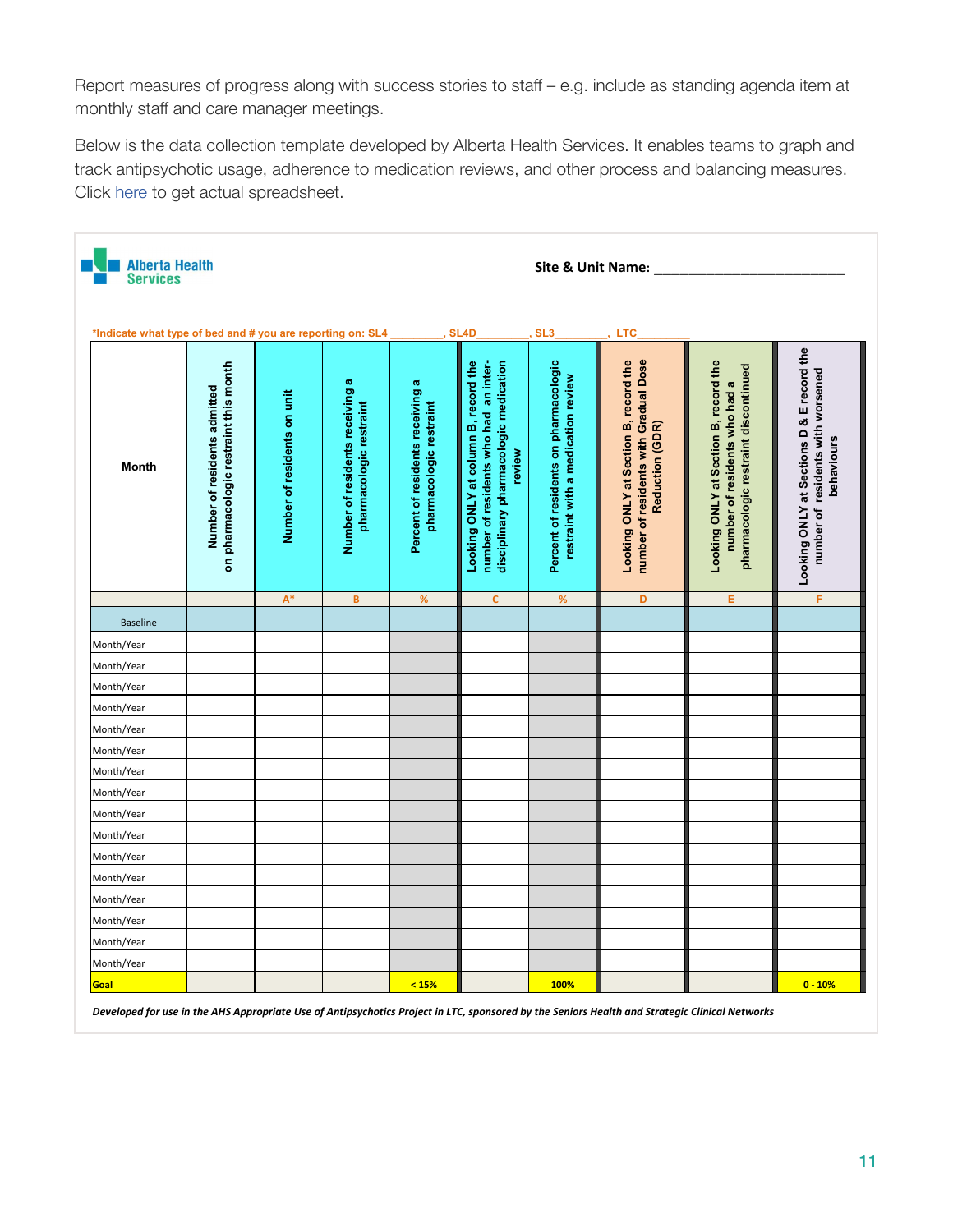Report measures of progress along with success stories to staff – e.g. include as standing agenda item at monthly staff and care manager meetings.

Below is the data collection template developed by Alberta Health Services. It enables teams to graph and track antipsychotic usage, adherence to medication reviews, and other process and balancing measures. Click here to get actual spreadsheet.

Alberta Health Services

**Site & Unit Name: ________________________**

*Indicate what type of bed and # you are reporting on: SL4 ________, SL4D________, SL3________, LTC________

| Month | Number of residents admitted on pharmacologic restraint this month | Number of residents on unit | Number of residents receiving a pharmacologic restraint | Percent of residents receiving a pharmacologic restraint | Looking ONLY at column B, record the number of residents who had an inter-disciplinary pharmacologic medication review | Percent of residents on pharmacologic restraint with a medication review | Looking ONLY at Section B, record the number of residents with Gradual Dose Reduction (GDR) | Looking ONLY at Section B, record the number of residents who had a pharmacologic restraint discontinued | Looking ONLY at Sections D & E record the number of residents with worsened behaviours |
|---|---|---|---|---|---|---|---|---|---|
| | | A* | B | % | C | % | D | E | F |
| Baseline | | | | | | | | | |
| Month/Year | | | | | | | | | |
| Month/Year | | | | | | | | | |
| Month/Year | | | | | | | | | |
| Month/Year | | | | | | | | | |
| Month/Year | | | | | | | | | |
| Month/Year | | | | | | | | | |
| Month/Year | | | | | | | | | |
| Month/Year | | | | | | | | | |
| Month/Year | | | | | | | | | |
| Month/Year | | | | | | | | | |
| Month/Year | | | | | | | | | |
| Month/Year | | | | | | | | | |
| Month/Year | | | | | | | | | |
| Month/Year | | | | | | | | | |
| Month/Year | | | | | | | | | |
| Month/Year | | | | | | | | | |
| **Goal** | | | | **< 15%** | | **100%** | | | **0 - 10%** |

***Developed for use in the AHS Appropriate Use of Antipsychotics Project in LTC, sponsored by the Seniors Health and Strategic Clinical Networks***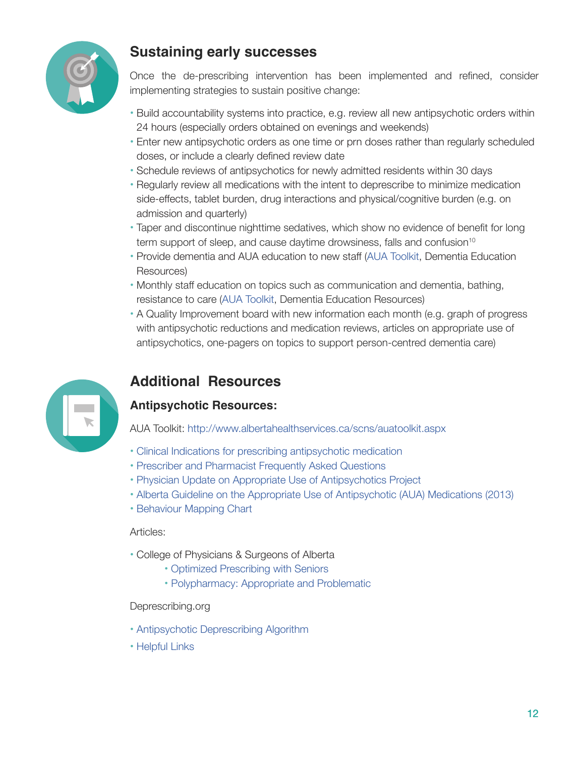## Sustaining early successes

Once the de-prescribing intervention has been implemented and refined, consider implementing strategies to sustain positive change:

- Build accountability systems into practice, e.g. review all new antipsychotic orders within 24 hours (especially orders obtained on evenings and weekends)
- Enter new antipsychotic orders as one time or prn doses rather than regularly scheduled doses, or include a clearly defined review date
- Schedule reviews of antipsychotics for newly admitted residents within 30 days
- Regularly review all medications with the intent to deprescribe to minimize medication side-effects, tablet burden, drug interactions and physical/cognitive burden (e.g. on admission and quarterly)
- Taper and discontinue nighttime sedatives, which show no evidence of benefit for long term support of sleep, and cause daytime drowsiness, falls and confusion[10]
- Provide dementia and AUA education to new staff (AUA Toolkit, Dementia Education Resources)
- Monthly staff education on topics such as communication and dementia, bathing, resistance to care (AUA Toolkit, Dementia Education Resources)
- A Quality Improvement board with new information each month (e.g. graph of progress with antipsychotic reductions and medication reviews, articles on appropriate use of antipsychotics, one-pagers on topics to support person-centred dementia care)

## Additional Resources

### Antipsychotic Resources:

AUA Toolkit: http://www.albertahealthservices.ca/scns/auatoolkit.aspx

- Clinical Indications for prescribing antipsychotic medication
- Prescriber and Pharmacist Frequently Asked Questions
- Physician Update on Appropriate Use of Antipsychotics Project
- Alberta Guideline on the Appropriate Use of Antipsychotic (AUA) Medications (2013)
- Behaviour Mapping Chart

Articles:

- College of Physicians & Surgeons of Alberta
  - Optimized Prescribing with Seniors
  - Polypharmacy: Appropriate and Problematic

Deprescribing.org

- Antipsychotic Deprescribing Algorithm
- Helpful Links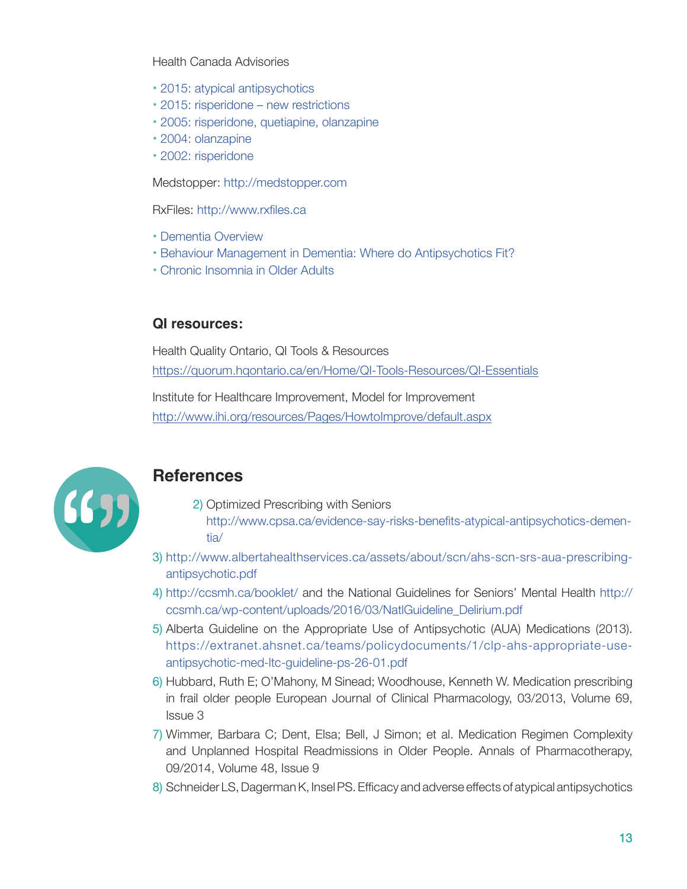Health Canada Advisories

- 2015: atypical antipsychotics
- 2015: risperidone – new restrictions
- 2005: risperidone, quetiapine, olanzapine
- 2004: olanzapine
- 2002: risperidone

Medstopper: http://medstopper.com

RxFiles: http://www.rxfiles.ca

- Dementia Overview
- Behaviour Management in Dementia: Where do Antipsychotics Fit?
- Chronic Insomnia in Older Adults

## QI resources:

Health Quality Ontario, QI Tools & Resources
https://quorum.hqontario.ca/en/Home/QI-Tools-Resources/QI-Essentials

Institute for Healthcare Improvement, Model for Improvement
http://www.ihi.org/resources/Pages/HowtoImprove/default.aspx

## References

2) Optimized Prescribing with Seniors http://www.cpsa.ca/evidence-say-risks-benefits-atypical-antipsychotics-dementia/
3) http://www.albertahealthservices.ca/assets/about/scn/ahs-scn-srs-aua-prescribing-antipsychotic.pdf
4) http://ccsmh.ca/booklet/ and the National Guidelines for Seniors' Mental Health http://ccsmh.ca/wp-content/uploads/2016/03/NatlGuideline_Delirium.pdf
5) Alberta Guideline on the Appropriate Use of Antipsychotic (AUA) Medications (2013). https://extranet.ahsnet.ca/teams/policydocuments/1/clp-ahs-appropriate-use-antipsychotic-med-ltc-guideline-ps-26-01.pdf
6) Hubbard, Ruth E; O'Mahony, M Sinead; Woodhouse, Kenneth W. Medication prescribing in frail older people European Journal of Clinical Pharmacology, 03/2013, Volume 69, Issue 3
7) Wimmer, Barbara C; Dent, Elsa; Bell, J Simon; et al. Medication Regimen Complexity and Unplanned Hospital Readmissions in Older People. Annals of Pharmacotherapy, 09/2014, Volume 48, Issue 9
8) Schneider LS, Dagerman K, Insel PS. Efficacy and adverse effects of atypical antipsychotics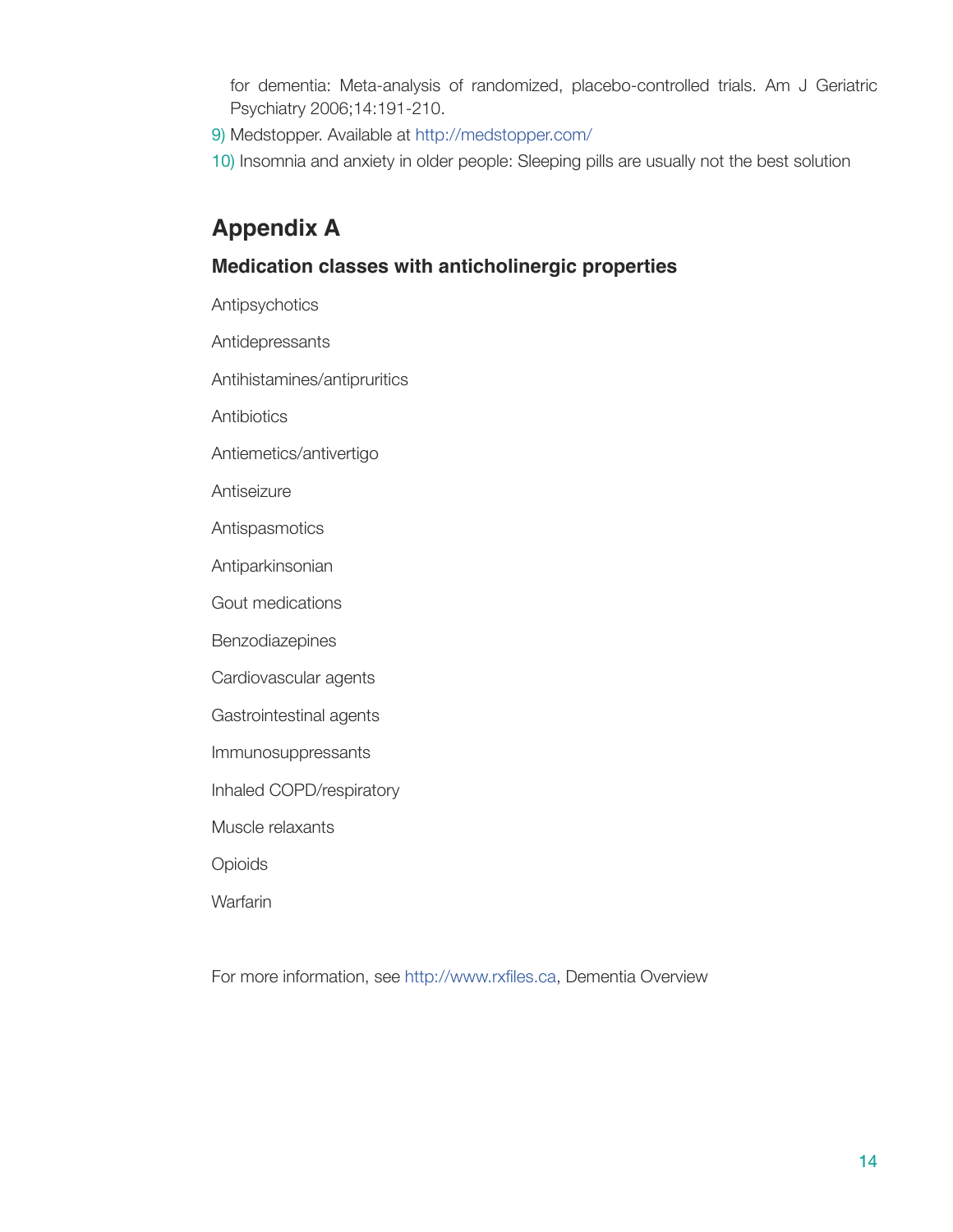for dementia: Meta-analysis of randomized, placebo-controlled trials. Am J Geriatric Psychiatry 2006;14:191-210.

9) Medstopper. Available at http://medstopper.com/

10) Insomnia and anxiety in older people: Sleeping pills are usually not the best solution

## Appendix A

### Medication classes with anticholinergic properties

Antipsychotics

Antidepressants

Antihistamines/antipruritics

Antibiotics

Antiemetics/antivertigo

Antiseizure

Antispasmotics

Antiparkinsonian

Gout medications

Benzodiazepines

Cardiovascular agents

Gastrointestinal agents

Immunosuppressants

Inhaled COPD/respiratory

Muscle relaxants

Opioids

Warfarin

For more information, see http://www.rxfiles.ca, Dementia Overview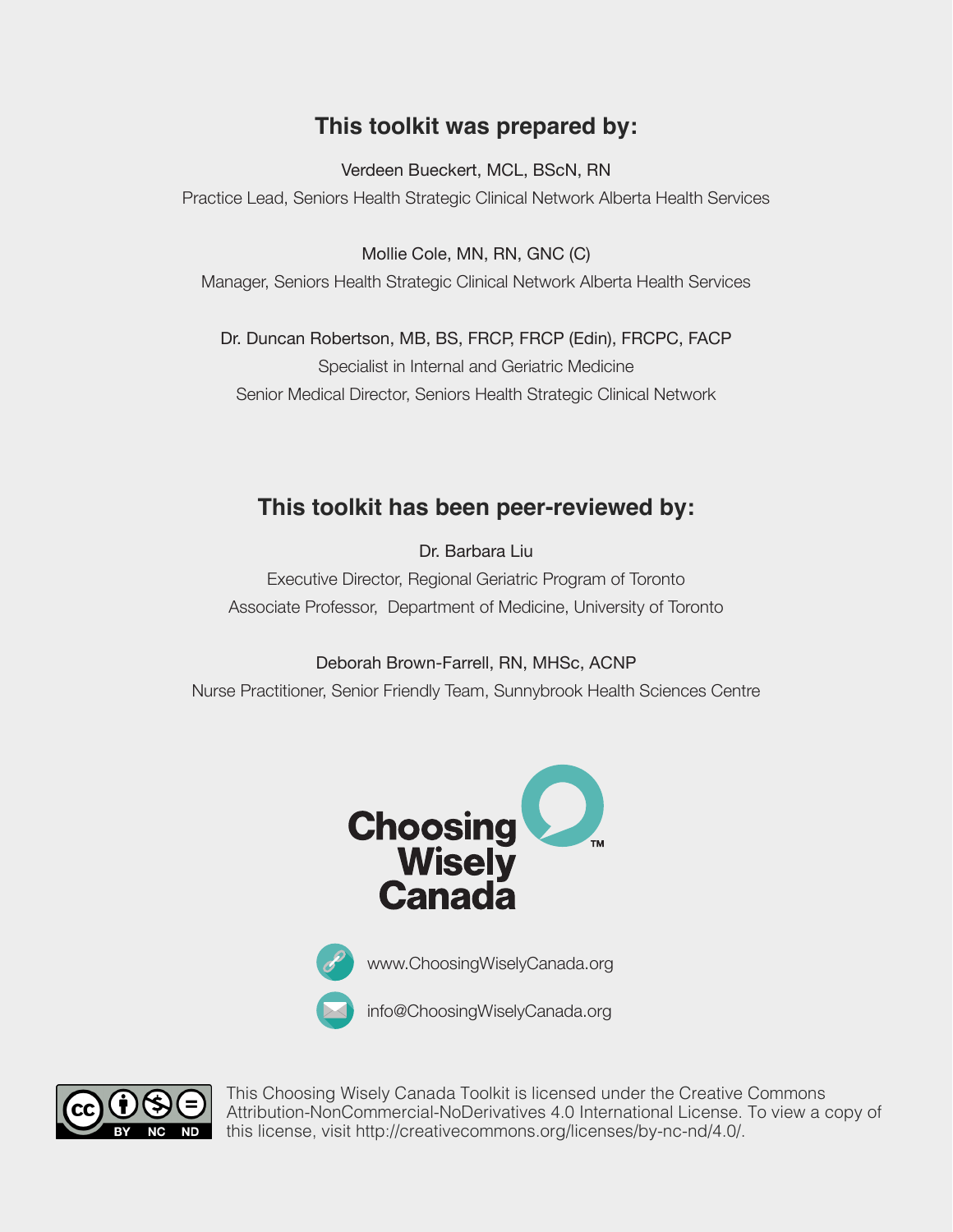## This toolkit was prepared by:

Verdeen Bueckert, MCL, BScN, RN

Practice Lead, Seniors Health Strategic Clinical Network Alberta Health Services

Mollie Cole, MN, RN, GNC (C)

Manager, Seniors Health Strategic Clinical Network Alberta Health Services

Dr. Duncan Robertson, MB, BS, FRCP, FRCP (Edin), FRCPC, FACP

Specialist in Internal and Geriatric Medicine

Senior Medical Director, Seniors Health Strategic Clinical Network

## This toolkit has been peer-reviewed by:

Dr. Barbara Liu

Executive Director, Regional Geriatric Program of Toronto

Associate Professor, Department of Medicine, University of Toronto

Deborah Brown-Farrell, RN, MHSc, ACNP

Nurse Practitioner, Senior Friendly Team, Sunnybrook Health Sciences Centre

Choosing Wisely Canada™

www.ChoosingWiselyCanada.org

info@ChoosingWiselyCanada.org

This Choosing Wisely Canada Toolkit is licensed under the Creative Commons Attribution-NonCommercial-NoDerivatives 4.0 International License. To view a copy of this license, visit http://creativecommons.org/licenses/by-nc-nd/4.0/.